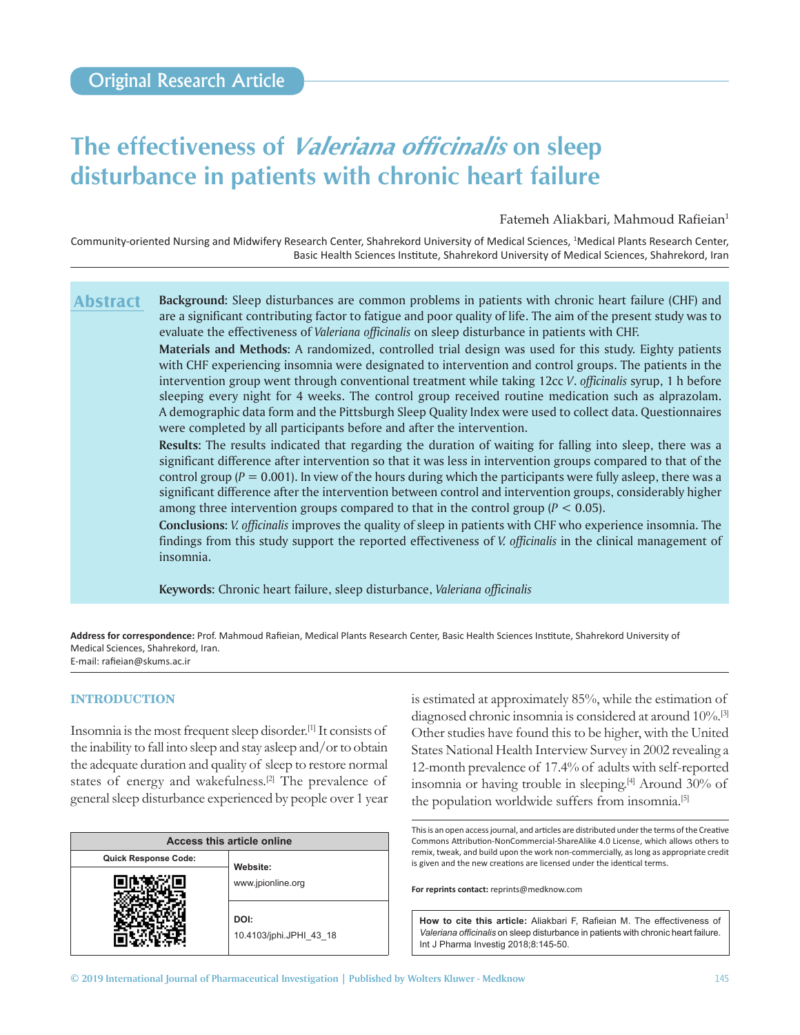Original Research Article

# The effectiveness of *Valeriana officinalis* on sleep disturbance in patients with chronic heart failure

Fatemeh Aliakbari, Mahmoud Rafieian[1]

Community-oriented Nursing and Midwifery Research Center, Shahrekord University of Medical Sciences, [1]Medical Plants Research Center, Basic Health Sciences Institute, Shahrekord University of Medical Sciences, Shahrekord, Iran

## Abstract

**Background:** Sleep disturbances are common problems in patients with chronic heart failure (CHF) and are a significant contributing factor to fatigue and poor quality of life. The aim of the present study was to evaluate the effectiveness of *Valeriana officinalis* on sleep disturbance in patients with CHF.

**Materials and Methods:** A randomized, controlled trial design was used for this study. Eighty patients with CHF experiencing insomnia were designated to intervention and control groups. The patients in the intervention group went through conventional treatment while taking 12cc *V. officinalis* syrup, 1 h before sleeping every night for 4 weeks. The control group received routine medication such as alprazolam. A demographic data form and the Pittsburgh Sleep Quality Index were used to collect data. Questionnaires were completed by all participants before and after the intervention.

**Results:** The results indicated that regarding the duration of waiting for falling into sleep, there was a significant difference after intervention so that it was less in intervention groups compared to that of the control group ($P = 0.001$). In view of the hours during which the participants were fully asleep, there was a significant difference after the intervention between control and intervention groups, considerably higher among three intervention groups compared to that in the control group ($P < 0.05$).

**Conclusions:** *V. officinalis* improves the quality of sleep in patients with CHF who experience insomnia. The findings from this study support the reported effectiveness of *V. officinalis* in the clinical management of insomnia.

**Keywords:** Chronic heart failure, sleep disturbance, *Valeriana officinalis*

**Address for correspondence:** Prof. Mahmoud Rafieian, Medical Plants Research Center, Basic Health Sciences Institute, Shahrekord University of Medical Sciences, Shahrekord, Iran.
E-mail: rafieian@skums.ac.ir

## INTRODUCTION

Insomnia is the most frequent sleep disorder.[1] It consists of the inability to fall into sleep and stay asleep and/or to obtain the adequate duration and quality of sleep to restore normal states of energy and wakefulness.[2] The prevalence of general sleep disturbance experienced by people over 1 year is estimated at approximately 85%, while the estimation of diagnosed chronic insomnia is considered at around 10%.[3] Other studies have found this to be higher, with the United States National Health Interview Survey in 2002 revealing a 12-month prevalence of 17.4% of adults with self-reported insomnia or having trouble in sleeping.[4] Around 30% of the population worldwide suffers from insomnia.[5]

| Access this article online | |
|---|---|
| Quick Response Code: | Website: www.jpionline.org |
| | DOI: 10.4103/jphi.JPHI_43_18 |

This is an open access journal, and articles are distributed under the terms of the Creative Commons Attribution-NonCommercial-ShareAlike 4.0 License, which allows others to remix, tweak, and build upon the work non-commercially, as long as appropriate credit is given and the new creations are licensed under the identical terms.

**For reprints contact:** reprints@medknow.com

**How to cite this article:** Aliakbari F, Rafieian M. The effectiveness of *Valeriana officinalis* on sleep disturbance in patients with chronic heart failure. Int J Pharma Investig 2018;8:145-50.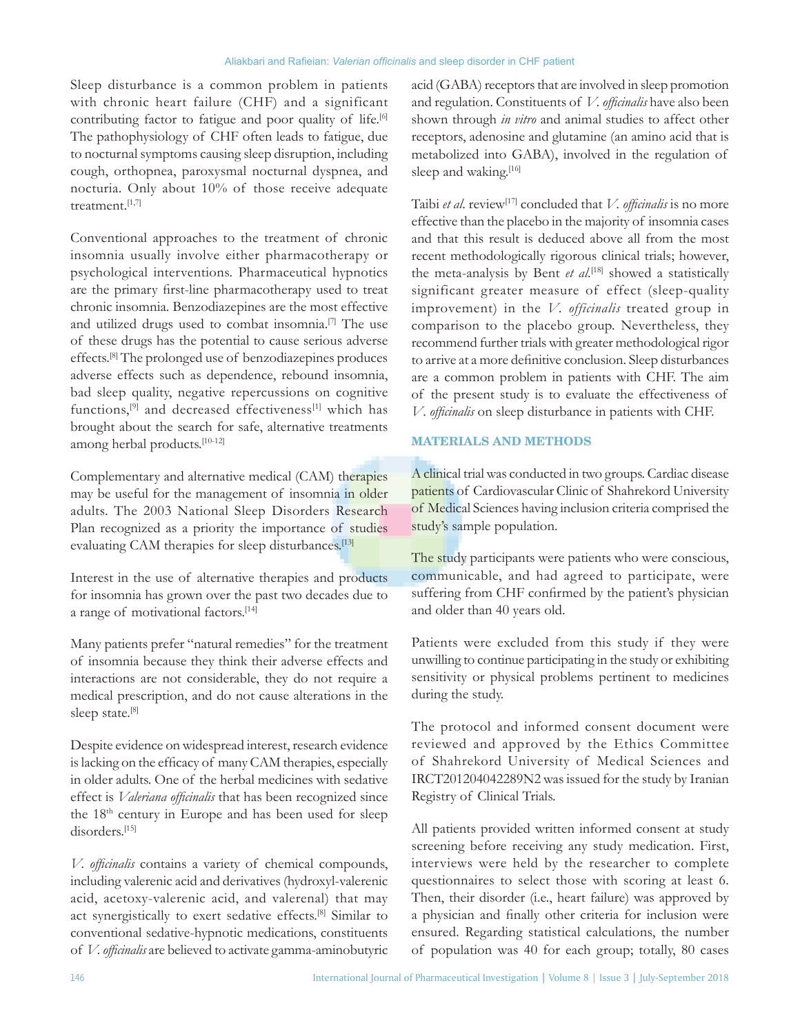Sleep disturbance is a common problem in patients with chronic heart failure (CHF) and a significant contributing factor to fatigue and poor quality of life.[6] The pathophysiology of CHF often leads to fatigue, due to nocturnal symptoms causing sleep disruption, including cough, orthopnea, paroxysmal nocturnal dyspnea, and nocturia. Only about 10% of those receive adequate treatment.[1,7]

Conventional approaches to the treatment of chronic insomnia usually involve either pharmacotherapy or psychological interventions. Pharmaceutical hypnotics are the primary first-line pharmacotherapy used to treat chronic insomnia. Benzodiazepines are the most effective and utilized drugs used to combat insomnia.[7] The use of these drugs has the potential to cause serious adverse effects.[8] The prolonged use of benzodiazepines produces adverse effects such as dependence, rebound insomnia, bad sleep quality, negative repercussions on cognitive functions,[9] and decreased effectiveness[1] which has brought about the search for safe, alternative treatments among herbal products.[10-12]

Complementary and alternative medical (CAM) therapies may be useful for the management of insomnia in older adults. The 2003 National Sleep Disorders Research Plan recognized as a priority the importance of studies evaluating CAM therapies for sleep disturbances.[13]

Interest in the use of alternative therapies and products for insomnia has grown over the past two decades due to a range of motivational factors.[14]

Many patients prefer "natural remedies" for the treatment of insomnia because they think their adverse effects and interactions are not considerable, they do not require a medical prescription, and do not cause alterations in the sleep state.[8]

Despite evidence on widespread interest, research evidence is lacking on the efficacy of many CAM therapies, especially in older adults. One of the herbal medicines with sedative effect is *Valeriana officinalis* that has been recognized since the 18th century in Europe and has been used for sleep disorders.[15]

*V. officinalis* contains a variety of chemical compounds, including valerenic acid and derivatives (hydroxyl-valerenic acid, acetoxy-valerenic acid, and valerenal) that may act synergistically to exert sedative effects.[8] Similar to conventional sedative-hypnotic medications, constituents of *V. officinalis* are believed to activate gamma-aminobutyric acid (GABA) receptors that are involved in sleep promotion and regulation. Constituents of *V. officinalis* have also been shown through *in vitro* and animal studies to affect other receptors, adenosine and glutamine (an amino acid that is metabolized into GABA), involved in the regulation of sleep and waking.[16]

Taibi *et al*. review[17] concluded that *V. officinalis* is no more effective than the placebo in the majority of insomnia cases and that this result is deduced above all from the most recent methodologically rigorous clinical trials; however, the meta-analysis by Bent *et al*.[18] showed a statistically significant greater measure of effect (sleep-quality improvement) in the *V. officinalis* treated group in comparison to the placebo group. Nevertheless, they recommend further trials with greater methodological rigor to arrive at a more definitive conclusion. Sleep disturbances are a common problem in patients with CHF. The aim of the present study is to evaluate the effectiveness of *V. officinalis* on sleep disturbance in patients with CHF.

## MATERIALS AND METHODS

A clinical trial was conducted in two groups. Cardiac disease patients of Cardiovascular Clinic of Shahrekord University of Medical Sciences having inclusion criteria comprised the study's sample population.

The study participants were patients who were conscious, communicable, and had agreed to participate, were suffering from CHF confirmed by the patient's physician and older than 40 years old.

Patients were excluded from this study if they were unwilling to continue participating in the study or exhibiting sensitivity or physical problems pertinent to medicines during the study.

The protocol and informed consent document were reviewed and approved by the Ethics Committee of Shahrekord University of Medical Sciences and IRCT201204042289N2 was issued for the study by Iranian Registry of Clinical Trials.

All patients provided written informed consent at study screening before receiving any study medication. First, interviews were held by the researcher to complete questionnaires to select those with scoring at least 6. Then, their disorder (i.e., heart failure) was approved by a physician and finally other criteria for inclusion were ensured. Regarding statistical calculations, the number of population was 40 for each group; totally, 80 cases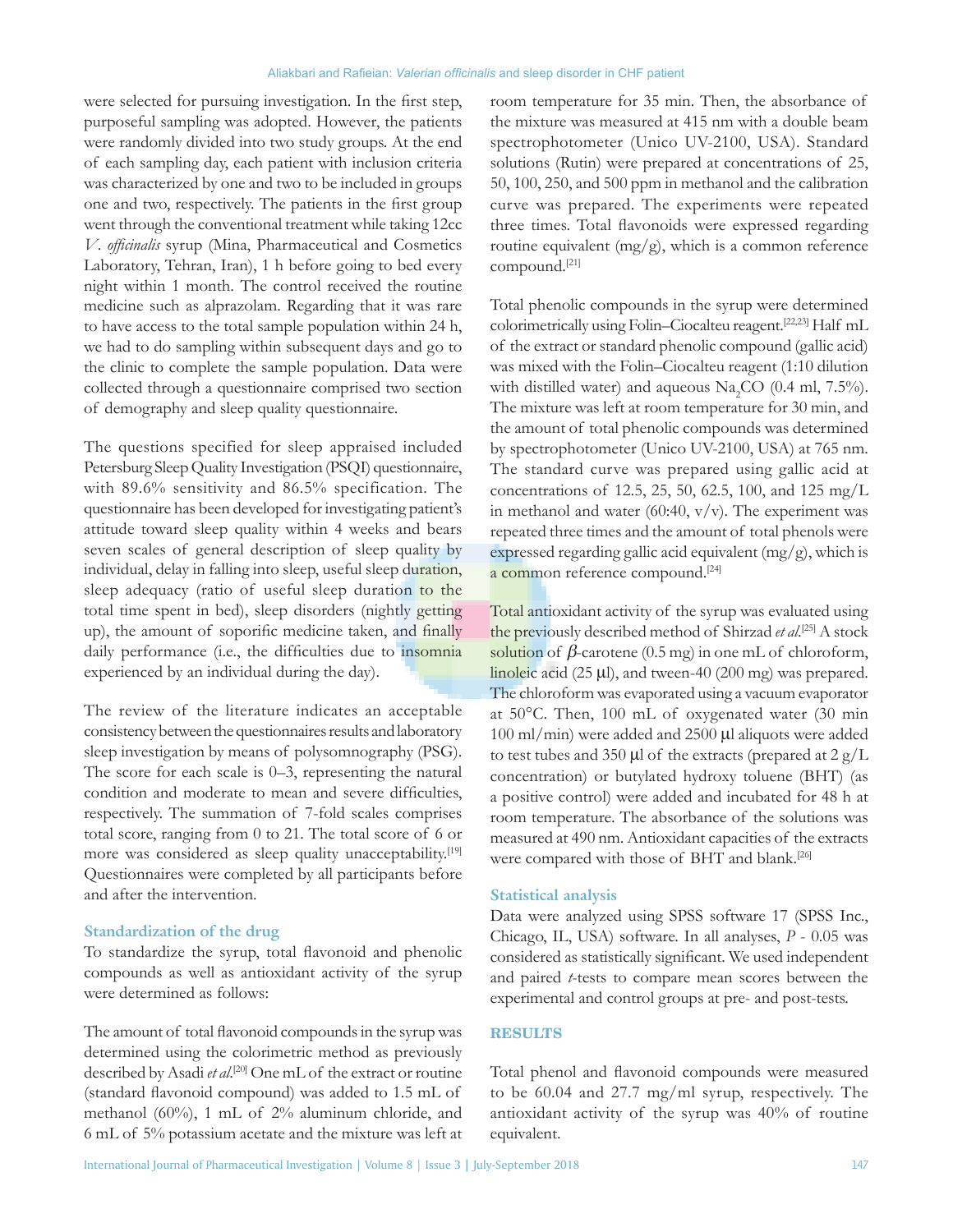were selected for pursuing investigation. In the first step, purposeful sampling was adopted. However, the patients were randomly divided into two study groups. At the end of each sampling day, each patient with inclusion criteria was characterized by one and two to be included in groups one and two, respectively. The patients in the first group went through the conventional treatment while taking 12cc *V. officinalis* syrup (Mina, Pharmaceutical and Cosmetics Laboratory, Tehran, Iran), 1 h before going to bed every night within 1 month. The control received the routine medicine such as alprazolam. Regarding that it was rare to have access to the total sample population within 24 h, we had to do sampling within subsequent days and go to the clinic to complete the sample population. Data were collected through a questionnaire comprised two section of demography and sleep quality questionnaire.

The questions specified for sleep appraised included Petersburg Sleep Quality Investigation (PSQI) questionnaire, with 89.6% sensitivity and 86.5% specification. The questionnaire has been developed for investigating patient's attitude toward sleep quality within 4 weeks and bears seven scales of general description of sleep quality by individual, delay in falling into sleep, useful sleep duration, sleep adequacy (ratio of useful sleep duration to the total time spent in bed), sleep disorders (nightly getting up), the amount of soporific medicine taken, and finally daily performance (i.e., the difficulties due to insomnia experienced by an individual during the day).

The review of the literature indicates an acceptable consistency between the questionnaires results and laboratory sleep investigation by means of polysomnography (PSG). The score for each scale is 0–3, representing the natural condition and moderate to mean and severe difficulties, respectively. The summation of 7-fold scales comprises total score, ranging from 0 to 21. The total score of 6 or more was considered as sleep quality unacceptability.[19] Questionnaires were completed by all participants before and after the intervention.

### Standardization of the drug

To standardize the syrup, total flavonoid and phenolic compounds as well as antioxidant activity of the syrup were determined as follows:

The amount of total flavonoid compounds in the syrup was determined using the colorimetric method as previously described by Asadi *et al*.[20] One mL of the extract or routine (standard flavonoid compound) was added to 1.5 mL of methanol (60%), 1 mL of 2% aluminum chloride, and 6 mL of 5% potassium acetate and the mixture was left at room temperature for 35 min. Then, the absorbance of the mixture was measured at 415 nm with a double beam spectrophotometer (Unico UV-2100, USA). Standard solutions (Rutin) were prepared at concentrations of 25, 50, 100, 250, and 500 ppm in methanol and the calibration curve was prepared. The experiments were repeated three times. Total flavonoids were expressed regarding routine equivalent (mg/g), which is a common reference compound.[21]

Total phenolic compounds in the syrup were determined colorimetrically using Folin–Ciocalteu reagent.[22,23] Half mL of the extract or standard phenolic compound (gallic acid) was mixed with the Folin–Ciocalteu reagent (1:10 dilution with distilled water) and aqueous $Na_2CO$ (0.4 ml, 7.5%). The mixture was left at room temperature for 30 min, and the amount of total phenolic compounds was determined by spectrophotometer (Unico UV-2100, USA) at 765 nm. The standard curve was prepared using gallic acid at concentrations of 12.5, 25, 50, 62.5, 100, and 125 mg/L in methanol and water (60:40, v/v). The experiment was repeated three times and the amount of total phenols were expressed regarding gallic acid equivalent (mg/g), which is a common reference compound.[24]

Total antioxidant activity of the syrup was evaluated using the previously described method of Shirzad *et al*.[25] A stock solution of $\beta$-carotene (0.5 mg) in one mL of chloroform, linoleic acid (25 μl), and tween-40 (200 mg) was prepared. The chloroform was evaporated using a vacuum evaporator at 50°C. Then, 100 mL of oxygenated water (30 min 100 ml/min) were added and 2500 μl aliquots were added to test tubes and 350 μl of the extracts (prepared at 2 g/L concentration) or butylated hydroxy toluene (BHT) (as a positive control) were added and incubated for 48 h at room temperature. The absorbance of the solutions was measured at 490 nm. Antioxidant capacities of the extracts were compared with those of BHT and blank.[26]

### Statistical analysis

Data were analyzed using SPSS software 17 (SPSS Inc., Chicago, IL, USA) software. In all analyses, *P* - 0.05 was considered as statistically significant. We used independent and paired *t*-tests to compare mean scores between the experimental and control groups at pre- and post-tests.

## RESULTS

Total phenol and flavonoid compounds were measured to be 60.04 and 27.7 mg/ml syrup, respectively. The antioxidant activity of the syrup was 40% of routine equivalent.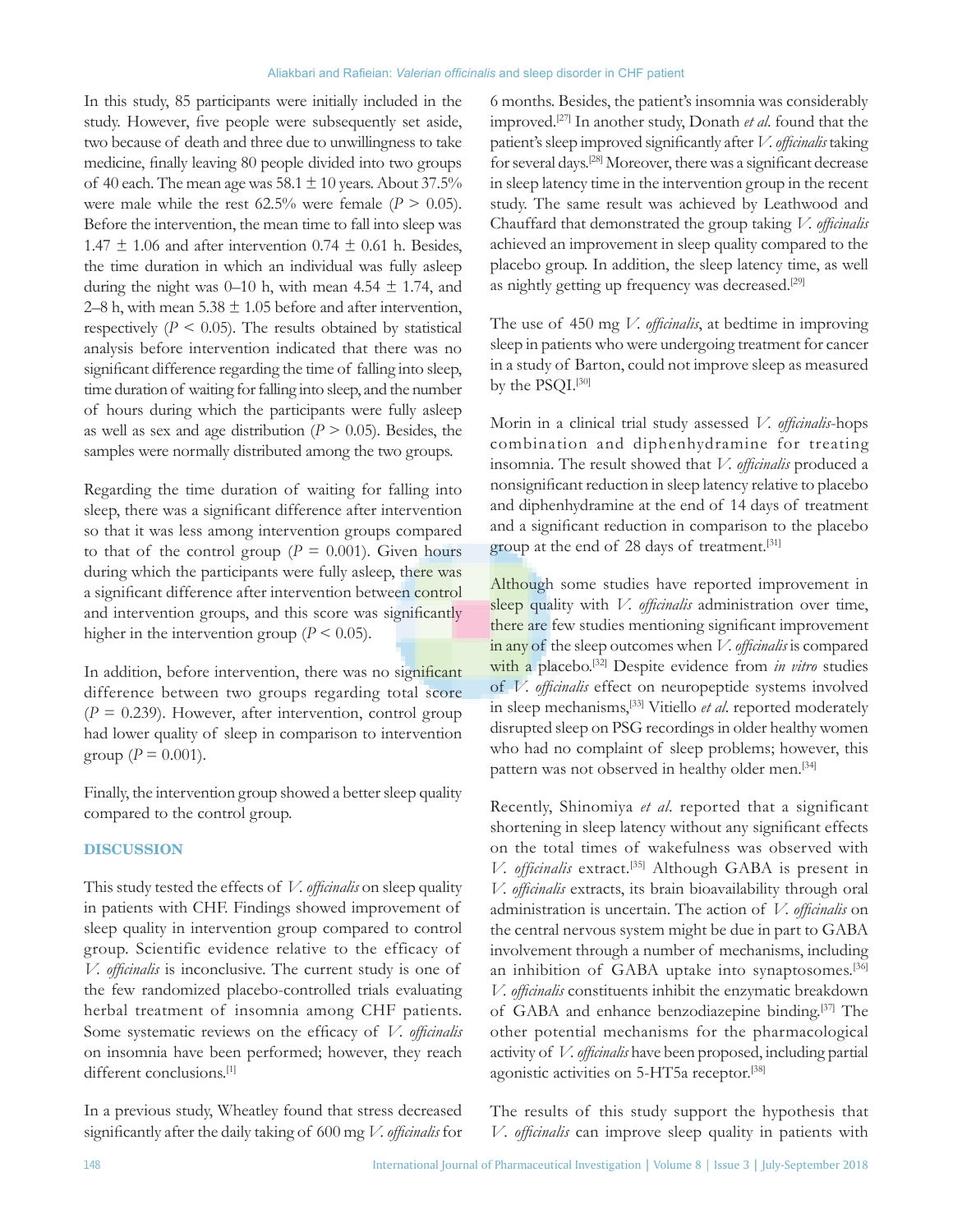In this study, 85 participants were initially included in the study. However, five people were subsequently set aside, two because of death and three due to unwillingness to take medicine, finally leaving 80 people divided into two groups of 40 each. The mean age was 58.1 ± 10 years. About 37.5% were male while the rest 62.5% were female ($P > 0.05$). Before the intervention, the mean time to fall into sleep was 1.47 ± 1.06 and after intervention 0.74 ± 0.61 h. Besides, the time duration in which an individual was fully asleep during the night was 0–10 h, with mean 4.54 ± 1.74, and 2–8 h, with mean 5.38 ± 1.05 before and after intervention, respectively ($P < 0.05$). The results obtained by statistical analysis before intervention indicated that there was no significant difference regarding the time of falling into sleep, time duration of waiting for falling into sleep, and the number of hours during which the participants were fully asleep as well as sex and age distribution ($P > 0.05$). Besides, the samples were normally distributed among the two groups.

Regarding the time duration of waiting for falling into sleep, there was a significant difference after intervention so that it was less among intervention groups compared to that of the control group ($P = 0.001$). Given hours during which the participants were fully asleep, there was a significant difference after intervention between control and intervention groups, and this score was significantly higher in the intervention group ($P < 0.05$).

In addition, before intervention, there was no significant difference between two groups regarding total score ($P = 0.239$). However, after intervention, control group had lower quality of sleep in comparison to intervention group ($P = 0.001$).

Finally, the intervention group showed a better sleep quality compared to the control group.

## DISCUSSION

This study tested the effects of *V. officinalis* on sleep quality in patients with CHF. Findings showed improvement of sleep quality in intervention group compared to control group. Scientific evidence relative to the efficacy of *V. officinalis* is inconclusive. The current study is one of the few randomized placebo-controlled trials evaluating herbal treatment of insomnia among CHF patients. Some systematic reviews on the efficacy of *V. officinalis* on insomnia have been performed; however, they reach different conclusions.[1]

In a previous study, Wheatley found that stress decreased significantly after the daily taking of 600 mg *V. officinalis* for 6 months. Besides, the patient's insomnia was considerably improved.[27] In another study, Donath *et al.* found that the patient's sleep improved significantly after *V. officinalis* taking for several days.[28] Moreover, there was a significant decrease in sleep latency time in the intervention group in the recent study. The same result was achieved by Leathwood and Chauffard that demonstrated the group taking *V. officinalis* achieved an improvement in sleep quality compared to the placebo group. In addition, the sleep latency time, as well as nightly getting up frequency was decreased.[29]

The use of 450 mg *V. officinalis*, at bedtime in improving sleep in patients who were undergoing treatment for cancer in a study of Barton, could not improve sleep as measured by the PSQI.[30]

Morin in a clinical trial study assessed *V. officinalis*-hops combination and diphenhydramine for treating insomnia. The result showed that *V. officinalis* produced a nonsignificant reduction in sleep latency relative to placebo and diphenhydramine at the end of 14 days of treatment and a significant reduction in comparison to the placebo group at the end of 28 days of treatment.[31]

Although some studies have reported improvement in sleep quality with *V. officinalis* administration over time, there are few studies mentioning significant improvement in any of the sleep outcomes when *V. officinalis* is compared with a placebo.[32] Despite evidence from *in vitro* studies of *V. officinalis* effect on neuropeptide systems involved in sleep mechanisms,[33] Vitiello *et al.* reported moderately disrupted sleep on PSG recordings in older healthy women who had no complaint of sleep problems; however, this pattern was not observed in healthy older men.[34]

Recently, Shinomiya *et al.* reported that a significant shortening in sleep latency without any significant effects on the total times of wakefulness was observed with *V. officinalis* extract.[35] Although GABA is present in *V. officinalis* extracts, its brain bioavailability through oral administration is uncertain. The action of *V. officinalis* on the central nervous system might be due in part to GABA involvement through a number of mechanisms, including an inhibition of GABA uptake into synaptosomes.[36] *V. officinalis* constituents inhibit the enzymatic breakdown of GABA and enhance benzodiazepine binding.[37] The other potential mechanisms for the pharmacological activity of *V. officinalis* have been proposed, including partial agonistic activities on 5-HT5a receptor.[38]

The results of this study support the hypothesis that *V. officinalis* can improve sleep quality in patients with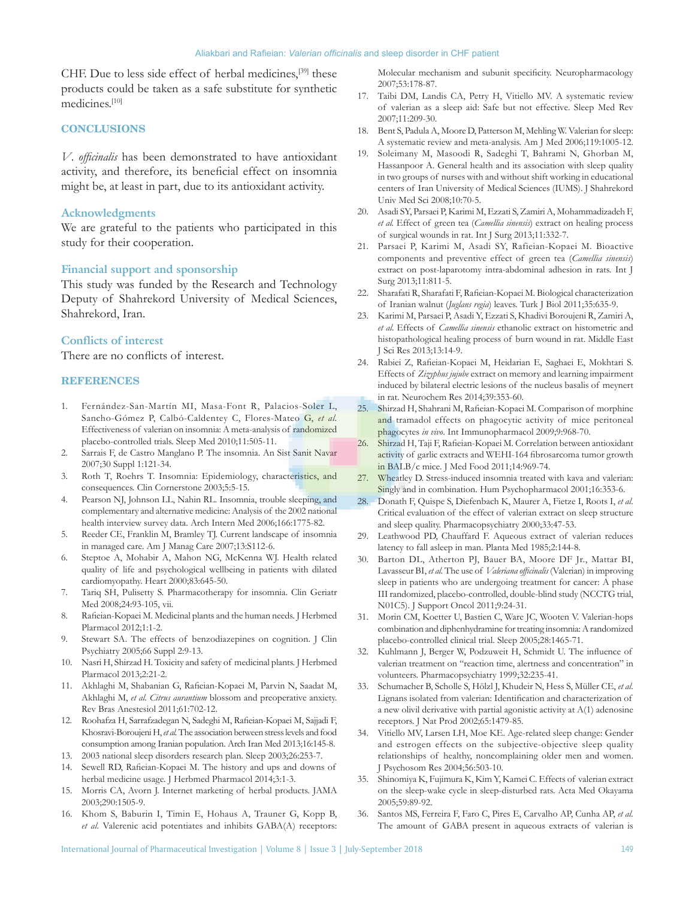CHF. Due to less side effect of herbal medicines,[39] these products could be taken as a safe substitute for synthetic medicines.[10]

## CONCLUSIONS

*V. officinalis* has been demonstrated to have antioxidant activity, and therefore, its beneficial effect on insomnia might be, at least in part, due to its antioxidant activity.

### Acknowledgments

We are grateful to the patients who participated in this study for their cooperation.

### Financial support and sponsorship

This study was funded by the Research and Technology Deputy of Shahrekord University of Medical Sciences, Shahrekord, Iran.

### Conflicts of interest

There are no conflicts of interest.

## REFERENCES

1. Fernández-San-Martín MI, Masa-Font R, Palacios-Soler L, Sancho-Gómez P, Calbó-Caldentey C, Flores-Mateo G, *et al.* Effectiveness of valerian on insomnia: A meta-analysis of randomized placebo-controlled trials. Sleep Med 2010;11:505-11.
2. Sarrais F, de Castro Manglano P. The insomnia. An Sist Sanit Navar 2007;30 Suppl 1:121-34.
3. Roth T, Roehrs T. Insomnia: Epidemiology, characteristics, and consequences. Clin Cornerstone 2003;5:5-15.
4. Pearson NJ, Johnson LL, Nahin RL. Insomnia, trouble sleeping, and complementary and alternative medicine: Analysis of the 2002 national health interview survey data. Arch Intern Med 2006;166:1775-82.
5. Reeder CE, Franklin M, Bramley TJ. Current landscape of insomnia in managed care. Am J Manag Care 2007;13:S112-6.
6. Steptoe A, Mohabir A, Mahon NG, McKenna WJ. Health related quality of life and psychological wellbeing in patients with dilated cardiomyopathy. Heart 2000;83:645-50.
7. Tariq SH, Pulisetty S. Pharmacotherapy for insomnia. Clin Geriatr Med 2008;24:93-105, vii.
8. Rafieian-Kopaei M. Medicinal plants and the human needs. J Herbmed Plarmacol 2012;1:1-2.
9. Stewart SA. The effects of benzodiazepines on cognition. J Clin Psychiatry 2005;66 Suppl 2:9-13.
10. Nasri H, Shirzad H. Toxicity and safety of medicinal plants. J Herbmed Plarmacol 2013;2:21-2.
11. Akhlaghi M, Shabanian G, Rafieian-Kopaei M, Parvin N, Saadat M, Akhlaghi M, *et al. Citrus aurantium* blossom and preoperative anxiety. Rev Bras Anestesiol 2011;61:702-12.
12. Roohafza H, Sarrafzadegan N, Sadeghi M, Rafieian-Kopaei M, Sajjadi F, Khosravi-Boroujeni H, *et al.* The association between stress levels and food consumption among Iranian population. Arch Iran Med 2013;16:145-8.
13. 2003 national sleep disorders research plan. Sleep 2003;26:253-7.
14. Sewell RD, Rafieian-Kopaei M. The history and ups and downs of herbal medicine usage. J Herbmed Pharmacol 2014;3:1-3.
15. Morris CA, Avorn J. Internet marketing of herbal products. JAMA 2003;290:1505-9.
16. Khom S, Baburin I, Timin E, Hohaus A, Trauner G, Kopp B, *et al.* Valerenic acid potentiates and inhibits GABA(A) receptors: Molecular mechanism and subunit specificity. Neuropharmacology 2007;53:178-87.
17. Taibi DM, Landis CA, Petry H, Vitiello MV. A systematic review of valerian as a sleep aid: Safe but not effective. Sleep Med Rev 2007;11:209-30.
18. Bent S, Padula A, Moore D, Patterson M, Mehling W. Valerian for sleep: A systematic review and meta-analysis. Am J Med 2006;119:1005-12.
19. Soleimany M, Masoodi R, Sadeghi T, Bahrami N, Ghorban M, Hassanpoor A. General health and its association with sleep quality in two groups of nurses with and without shift working in educational centers of Iran University of Medical Sciences (IUMS). J Shahrekord Univ Med Sci 2008;10:70-5.
20. Asadi SY, Parsaei P, Karimi M, Ezzati S, Zamiri A, Mohammadizadeh F, *et al.* Effect of green tea (*Camellia sinensis*) extract on healing process of surgical wounds in rat. Int J Surg 2013;11:332-7.
21. Parsaei P, Karimi M, Asadi SY, Rafieian-Kopaei M. Bioactive components and preventive effect of green tea (*Camellia sinensis*) extract on post-laparotomy intra-abdominal adhesion in rats. Int J Surg 2013;11:811-5.
22. Sharafati R, Sharafati F, Rafieian-Kopaei M. Biological characterization of Iranian walnut (*Juglans regia*) leaves. Turk J Biol 2011;35:635-9.
23. Karimi M, Parsaei P, Asadi Y, Ezzati S, Khadivi Boroujeni R, Zamiri A, *et al.* Effects of *Camellia sinensis* ethanolic extract on histometric and histopathological healing process of burn wound in rat. Middle East J Sci Res 2013;13:14-9.
24. Rabiei Z, Rafieian-Kopaei M, Heidarian E, Saghaei E, Mokhtari S. Effects of *Zizyphus jujube* extract on memory and learning impairment induced by bilateral electric lesions of the nucleus basalis of meynert in rat. Neurochem Res 2014;39:353-60.
25. Shirzad H, Shahrani M, Rafieian-Kopaei M. Comparison of morphine and tramadol effects on phagocytic activity of mice peritoneal phagocytes *in vivo*. Int Immunopharmacol 2009;9:968-70.
26. Shirzad H, Taji F, Rafieian-Kopaei M. Correlation between antioxidant activity of garlic extracts and WEHI-164 fibrosarcoma tumor growth in BALB/c mice. J Med Food 2011;14:969-74.
27. Wheatley D. Stress-induced insomnia treated with kava and valerian: Singly and in combination. Hum Psychopharmacol 2001;16:353-6.
28. Donath F, Quispe S, Diefenbach K, Maurer A, Fietze I, Roots I, *et al.* Critical evaluation of the effect of valerian extract on sleep structure and sleep quality. Pharmacopsychiatry 2000;33:47-53.
29. Leathwood PD, Chauffard F. Aqueous extract of valerian reduces latency to fall asleep in man. Planta Med 1985;2:144-8.
30. Barton DL, Atherton PJ, Bauer BA, Moore DF Jr., Mattar BI, Lavasseur BI, *et al.* The use of *Valeriana officinalis* (Valerian) in improving sleep in patients who are undergoing treatment for cancer: A phase III randomized, placebo-controlled, double-blind study (NCCTG trial, N01C5). J Support Oncol 2011;9:24-31.
31. Morin CM, Koetter U, Bastien C, Ware JC, Wooten V. Valerian-hops combination and diphenhydramine for treating insomnia: A randomized placebo-controlled clinical trial. Sleep 2005;28:1465-71.
32. Kuhlmann J, Berger W, Podzuweit H, Schmidt U. The influence of valerian treatment on "reaction time, alertness and concentration" in volunteers. Pharmacopsychiatry 1999;32:235-41.
33. Schumacher B, Scholle S, Hölzl J, Khudeir N, Hess S, Müller CE, *et al.* Lignans isolated from valerian: Identification and characterization of a new olivil derivative with partial agonistic activity at A(1) adenosine receptors. J Nat Prod 2002;65:1479-85.
34. Vitiello MV, Larsen LH, Moe KE. Age-related sleep change: Gender and estrogen effects on the subjective-objective sleep quality relationships of healthy, noncomplaining older men and women. J Psychosom Res 2004;56:503-10.
35. Shinomiya K, Fujimura K, Kim Y, Kamei C. Effects of valerian extract on the sleep-wake cycle in sleep-disturbed rats. Acta Med Okayama 2005;59:89-92.
36. Santos MS, Ferreira F, Faro C, Pires E, Carvalho AP, Cunha AP, *et al.* The amount of GABA present in aqueous extracts of valerian is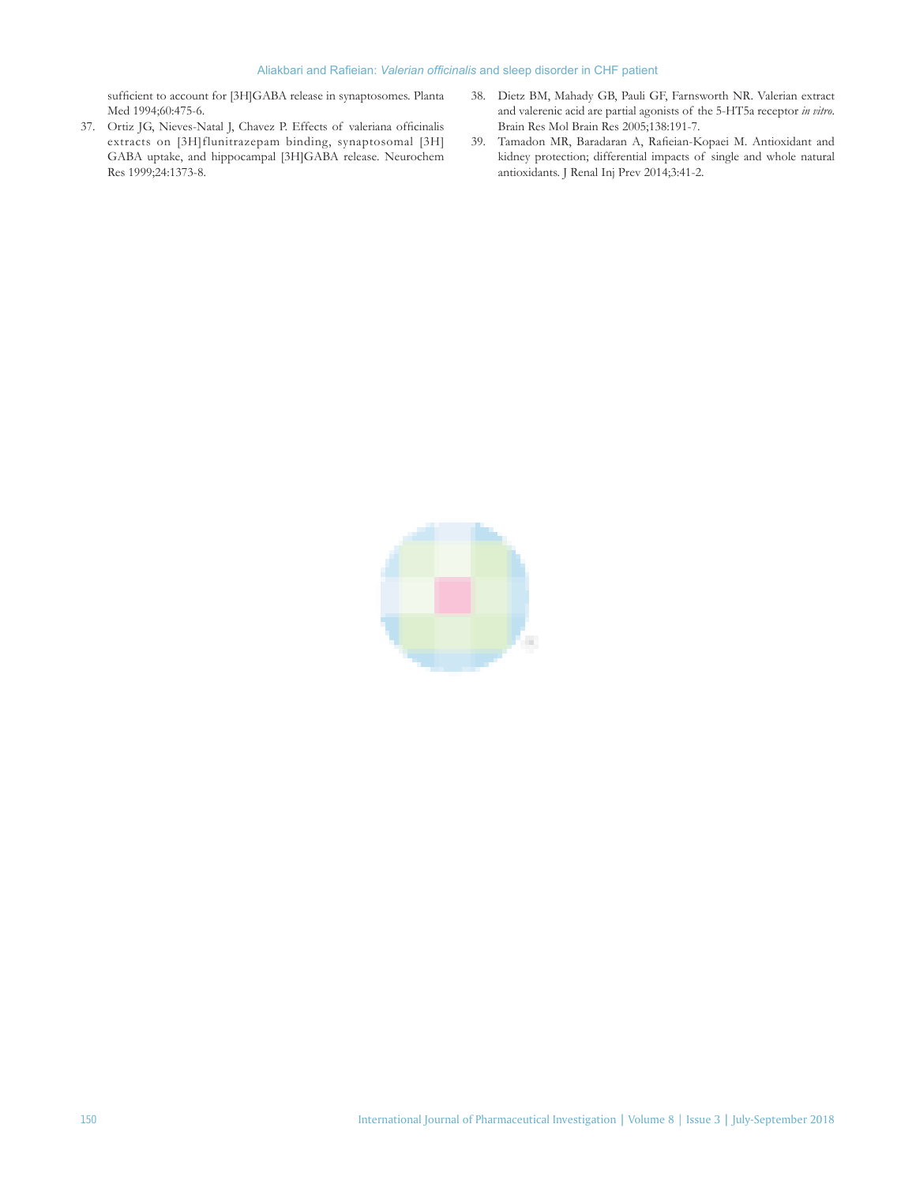sufficient to account for [3H]GABA release in synaptosomes. Planta Med 1994;60:475-6.

37. Ortiz JG, Nieves-Natal J, Chavez P. Effects of valeriana officinalis extracts on [3H]flunitrazepam binding, synaptosomal [3H] GABA uptake, and hippocampal [3H]GABA release. Neurochem Res 1999;24:1373-8.
38. Dietz BM, Mahady GB, Pauli GF, Farnsworth NR. Valerian extract and valerenic acid are partial agonists of the 5-HT5a receptor *in vitro*. Brain Res Mol Brain Res 2005;138:191-7.
39. Tamadon MR, Baradaran A, Rafieian-Kopaei M. Antioxidant and kidney protection; differential impacts of single and whole natural antioxidants. J Renal Inj Prev 2014;3:41-2.